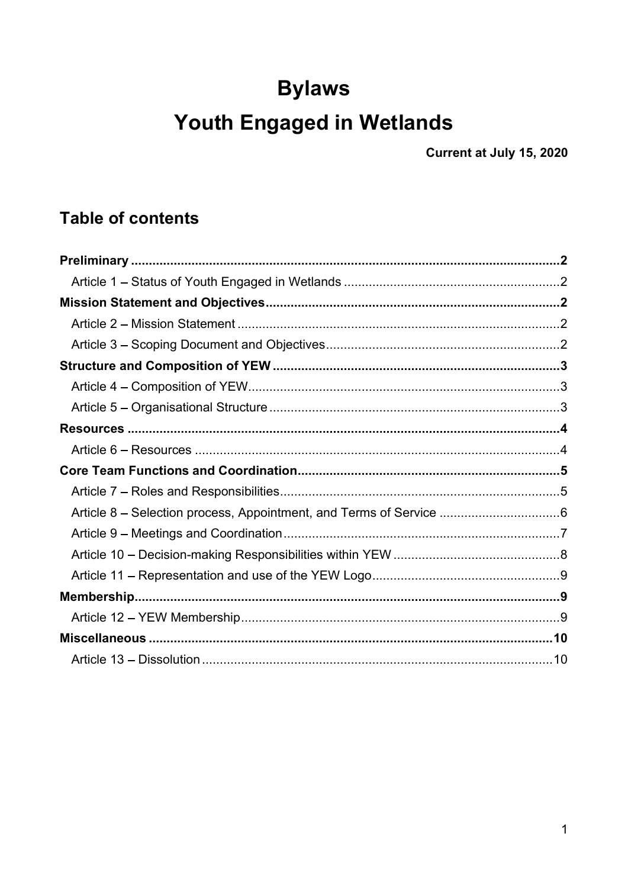# Bylaws

# Youth Engaged in Wetlands

**Current at July 15, 2020**

## Table of contents

**Preliminary** .......... **2**

- Article 1 – Status of Youth Engaged in Wetlands .......... 2

**Mission Statement and Objectives** .......... **2**

- Article 2 – Mission Statement .......... 2
- Article 3 – Scoping Document and Objectives .......... 2

**Structure and Composition of YEW** .......... **3**

- Article 4 – Composition of YEW .......... 3
- Article 5 – Organisational Structure .......... 3

**Resources** .......... **4**

- Article 6 – Resources .......... 4

**Core Team Functions and Coordination** .......... **5**

- Article 7 – Roles and Responsibilities .......... 5
- Article 8 – Selection process, Appointment, and Terms of Service .......... 6
- Article 9 – Meetings and Coordination .......... 7
- Article 10 – Decision-making Responsibilities within YEW .......... 8
- Article 11 – Representation and use of the YEW Logo .......... 9

**Membership** .......... **9**

- Article 12 – YEW Membership .......... 9

**Miscellaneous** .......... **10**

- Article 13 – Dissolution .......... 10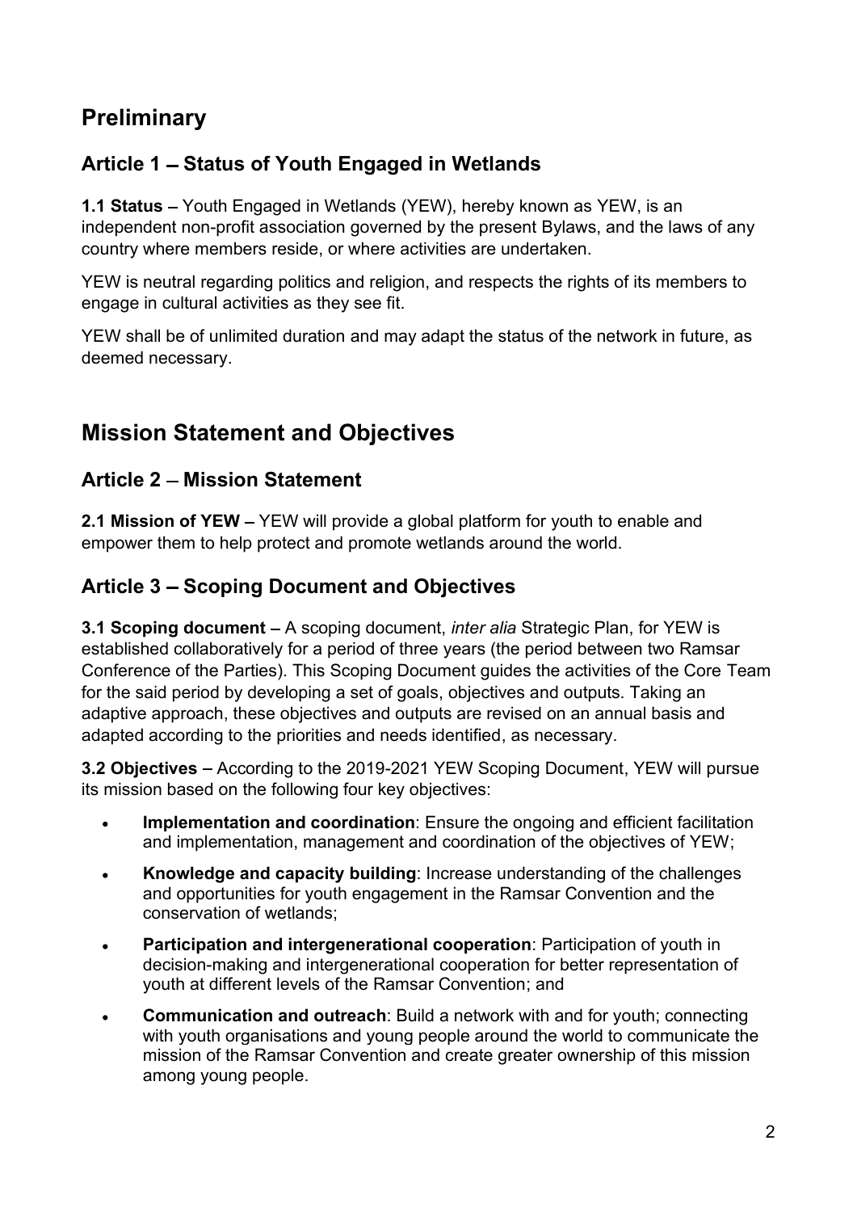# Preliminary

## Article 1 – Status of Youth Engaged in Wetlands

**1.1 Status** – Youth Engaged in Wetlands (YEW), hereby known as YEW, is an independent non-profit association governed by the present Bylaws, and the laws of any country where members reside, or where activities are undertaken.

YEW is neutral regarding politics and religion, and respects the rights of its members to engage in cultural activities as they see fit.

YEW shall be of unlimited duration and may adapt the status of the network in future, as deemed necessary.

# Mission Statement and Objectives

## Article 2 – Mission Statement

**2.1 Mission of YEW** – YEW will provide a global platform for youth to enable and empower them to help protect and promote wetlands around the world.

## Article 3 – Scoping Document and Objectives

**3.1 Scoping document** – A scoping document, *inter alia* Strategic Plan, for YEW is established collaboratively for a period of three years (the period between two Ramsar Conference of the Parties). This Scoping Document guides the activities of the Core Team for the said period by developing a set of goals, objectives and outputs. Taking an adaptive approach, these objectives and outputs are revised on an annual basis and adapted according to the priorities and needs identified, as necessary.

**3.2 Objectives** – According to the 2019-2021 YEW Scoping Document, YEW will pursue its mission based on the following four key objectives:

- **Implementation and coordination**: Ensure the ongoing and efficient facilitation and implementation, management and coordination of the objectives of YEW;
- **Knowledge and capacity building**: Increase understanding of the challenges and opportunities for youth engagement in the Ramsar Convention and the conservation of wetlands;
- **Participation and intergenerational cooperation**: Participation of youth in decision-making and intergenerational cooperation for better representation of youth at different levels of the Ramsar Convention; and
- **Communication and outreach**: Build a network with and for youth; connecting with youth organisations and young people around the world to communicate the mission of the Ramsar Convention and create greater ownership of this mission among young people.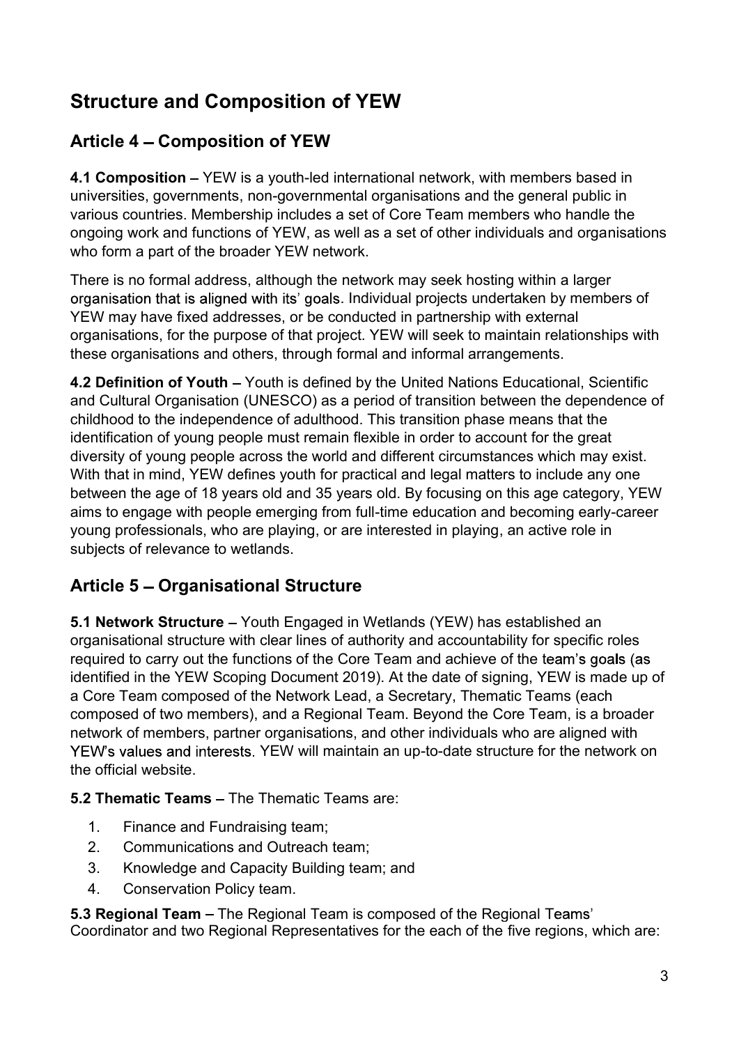# Structure and Composition of YEW

## Article 4 – Composition of YEW

**4.1 Composition** – YEW is a youth-led international network, with members based in universities, governments, non-governmental organisations and the general public in various countries. Membership includes a set of Core Team members who handle the ongoing work and functions of YEW, as well as a set of other individuals and organisations who form a part of the broader YEW network.

There is no formal address, although the network may seek hosting within a larger organisation that is aligned with its' goals. Individual projects undertaken by members of YEW may have fixed addresses, or be conducted in partnership with external organisations, for the purpose of that project. YEW will seek to maintain relationships with these organisations and others, through formal and informal arrangements.

**4.2 Definition of Youth** – Youth is defined by the United Nations Educational, Scientific and Cultural Organisation (UNESCO) as a period of transition between the dependence of childhood to the independence of adulthood. This transition phase means that the identification of young people must remain flexible in order to account for the great diversity of young people across the world and different circumstances which may exist. With that in mind, YEW defines youth for practical and legal matters to include any one between the age of 18 years old and 35 years old. By focusing on this age category, YEW aims to engage with people emerging from full-time education and becoming early-career young professionals, who are playing, or are interested in playing, an active role in subjects of relevance to wetlands.

## Article 5 – Organisational Structure

**5.1 Network Structure** – Youth Engaged in Wetlands (YEW) has established an organisational structure with clear lines of authority and accountability for specific roles required to carry out the functions of the Core Team and achieve of the team's goals (as identified in the YEW Scoping Document 2019). At the date of signing, YEW is made up of a Core Team composed of the Network Lead, a Secretary, Thematic Teams (each composed of two members), and a Regional Team. Beyond the Core Team, is a broader network of members, partner organisations, and other individuals who are aligned with YEW's values and interests. YEW will maintain an up-to-date structure for the network on the official website.

**5.2 Thematic Teams** – The Thematic Teams are:

1. Finance and Fundraising team;
2. Communications and Outreach team;
3. Knowledge and Capacity Building team; and
4. Conservation Policy team.

**5.3 Regional Team** – The Regional Team is composed of the Regional Teams' Coordinator and two Regional Representatives for the each of the five regions, which are: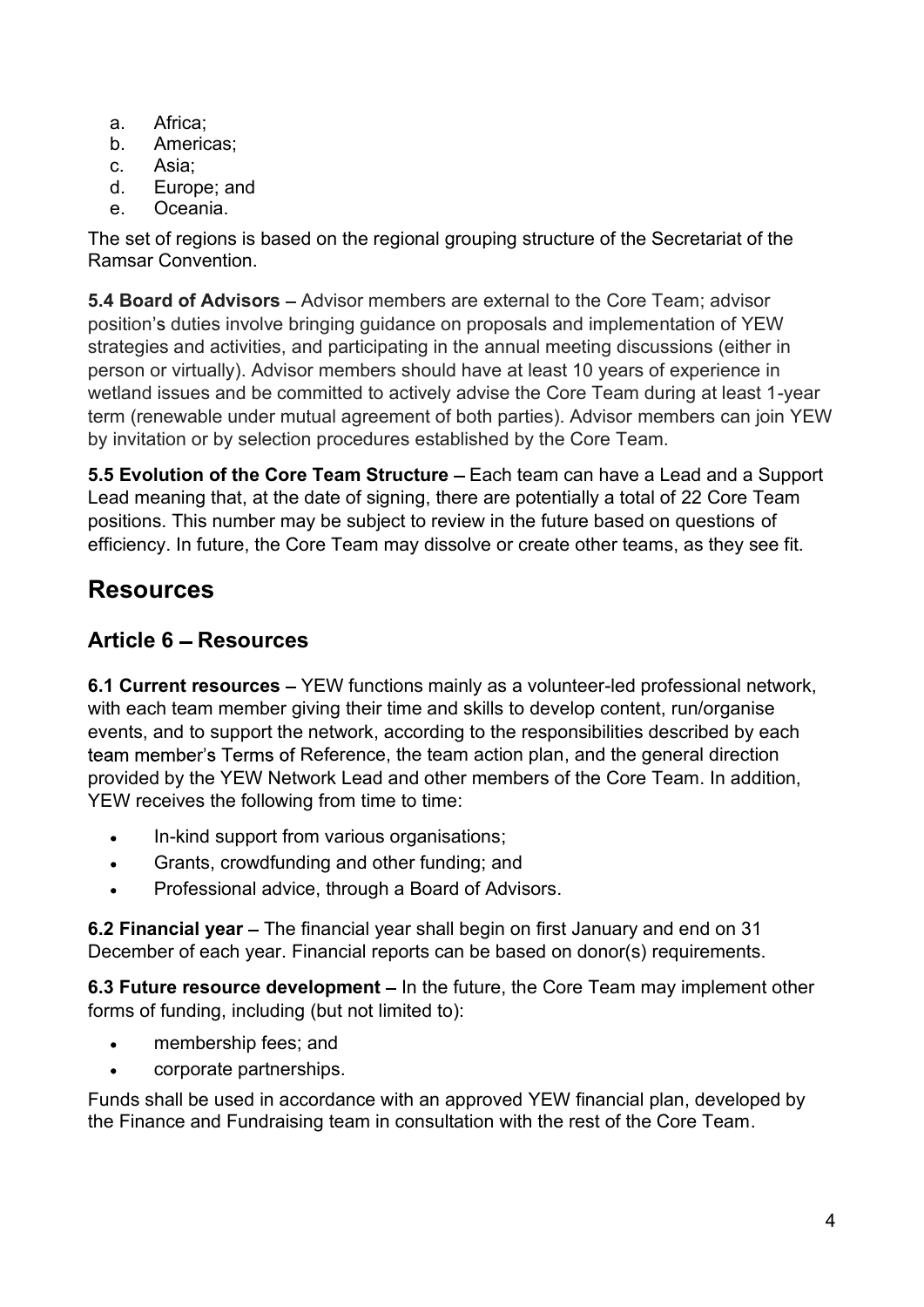a. Africa;
b. Americas;
c. Asia;
d. Europe; and
e. Oceania.

The set of regions is based on the regional grouping structure of the Secretariat of the Ramsar Convention.

**5.4 Board of Advisors** – Advisor members are external to the Core Team; advisor position's duties involve bringing guidance on proposals and implementation of YEW strategies and activities, and participating in the annual meeting discussions (either in person or virtually). Advisor members should have at least 10 years of experience in wetland issues and be committed to actively advise the Core Team during at least 1-year term (renewable under mutual agreement of both parties). Advisor members can join YEW by invitation or by selection procedures established by the Core Team.

**5.5 Evolution of the Core Team Structure** – Each team can have a Lead and a Support Lead meaning that, at the date of signing, there are potentially a total of 22 Core Team positions. This number may be subject to review in the future based on questions of efficiency. In future, the Core Team may dissolve or create other teams, as they see fit.

# Resources

## Article 6 – Resources

**6.1 Current resources** – YEW functions mainly as a volunteer-led professional network, with each team member giving their time and skills to develop content, run/organise events, and to support the network, according to the responsibilities described by each team member's Terms of Reference, the team action plan, and the general direction provided by the YEW Network Lead and other members of the Core Team. In addition, YEW receives the following from time to time:

- In-kind support from various organisations;
- Grants, crowdfunding and other funding; and
- Professional advice, through a Board of Advisors.

**6.2 Financial year** – The financial year shall begin on first January and end on 31 December of each year. Financial reports can be based on donor(s) requirements.

**6.3 Future resource development** – In the future, the Core Team may implement other forms of funding, including (but not limited to):

- membership fees; and
- corporate partnerships.

Funds shall be used in accordance with an approved YEW financial plan, developed by the Finance and Fundraising team in consultation with the rest of the Core Team.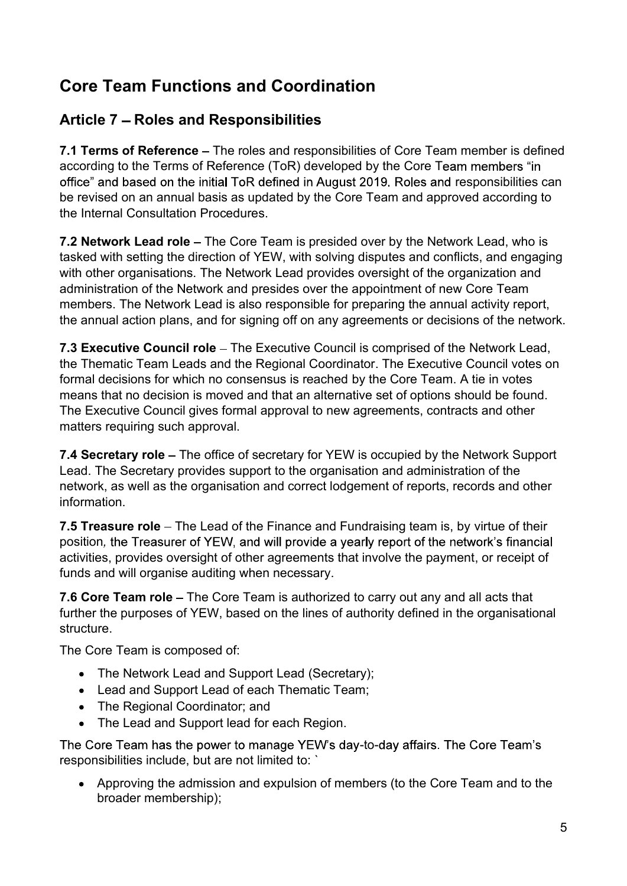## Core Team Functions and Coordination

### Article 7 – Roles and Responsibilities

**7.1 Terms of Reference** – The roles and responsibilities of Core Team member is defined according to the Terms of Reference (ToR) developed by the Core Team members "in office" and based on the initial ToR defined in August 2019. Roles and responsibilities can be revised on an annual basis as updated by the Core Team and approved according to the Internal Consultation Procedures.

**7.2 Network Lead role** – The Core Team is presided over by the Network Lead, who is tasked with setting the direction of YEW, with solving disputes and conflicts, and engaging with other organisations. The Network Lead provides oversight of the organization and administration of the Network and presides over the appointment of new Core Team members. The Network Lead is also responsible for preparing the annual activity report, the annual action plans, and for signing off on any agreements or decisions of the network.

**7.3 Executive Council role** – The Executive Council is comprised of the Network Lead, the Thematic Team Leads and the Regional Coordinator. The Executive Council votes on formal decisions for which no consensus is reached by the Core Team. A tie in votes means that no decision is moved and that an alternative set of options should be found. The Executive Council gives formal approval to new agreements, contracts and other matters requiring such approval.

**7.4 Secretary role** – The office of secretary for YEW is occupied by the Network Support Lead. The Secretary provides support to the organisation and administration of the network, as well as the organisation and correct lodgement of reports, records and other information.

**7.5 Treasure role** – The Lead of the Finance and Fundraising team is, by virtue of their position, the Treasurer of YEW, and will provide a yearly report of the network's financial activities, provides oversight of other agreements that involve the payment, or receipt of funds and will organise auditing when necessary.

**7.6 Core Team role** – The Core Team is authorized to carry out any and all acts that further the purposes of YEW, based on the lines of authority defined in the organisational structure.

The Core Team is composed of:

- The Network Lead and Support Lead (Secretary);
- Lead and Support Lead of each Thematic Team;
- The Regional Coordinator; and
- The Lead and Support lead for each Region.

The Core Team has the power to manage YEW's day-to-day affairs. The Core Team's responsibilities include, but are not limited to: `

- Approving the admission and expulsion of members (to the Core Team and to the broader membership);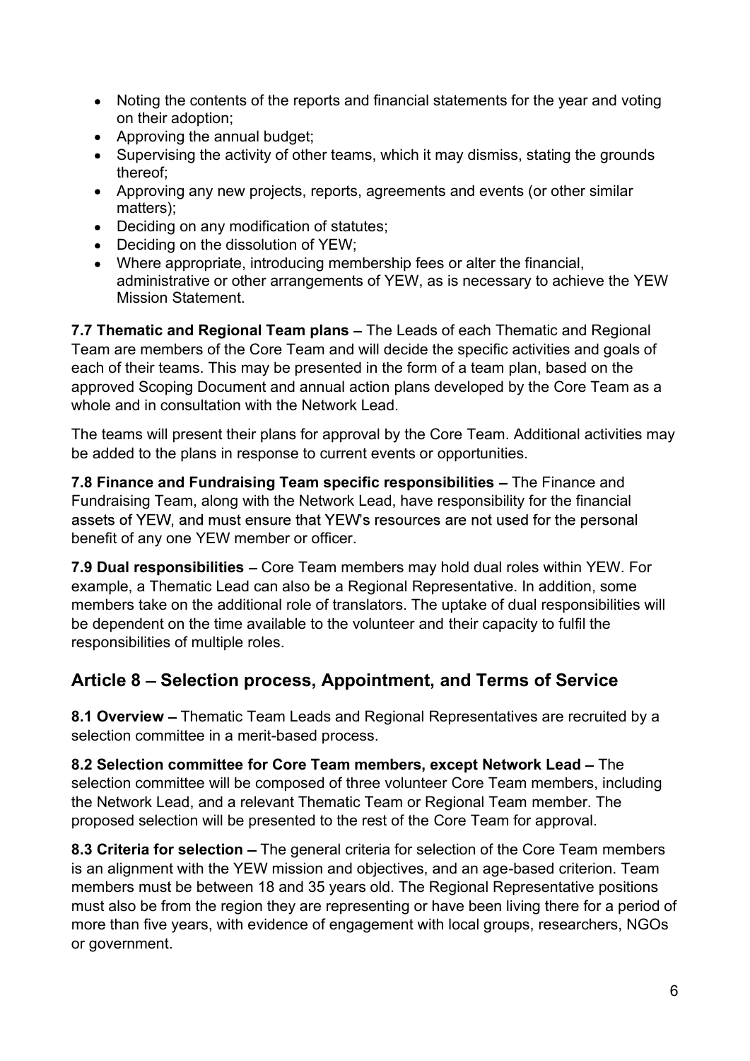- Noting the contents of the reports and financial statements for the year and voting on their adoption;
- Approving the annual budget;
- Supervising the activity of other teams, which it may dismiss, stating the grounds thereof;
- Approving any new projects, reports, agreements and events (or other similar matters);
- Deciding on any modification of statutes;
- Deciding on the dissolution of YEW;
- Where appropriate, introducing membership fees or alter the financial, administrative or other arrangements of YEW, as is necessary to achieve the YEW Mission Statement.

**7.7 Thematic and Regional Team plans** – The Leads of each Thematic and Regional Team are members of the Core Team and will decide the specific activities and goals of each of their teams. This may be presented in the form of a team plan, based on the approved Scoping Document and annual action plans developed by the Core Team as a whole and in consultation with the Network Lead.

The teams will present their plans for approval by the Core Team. Additional activities may be added to the plans in response to current events or opportunities.

**7.8 Finance and Fundraising Team specific responsibilities** – The Finance and Fundraising Team, along with the Network Lead, have responsibility for the financial assets of YEW, and must ensure that YEW's resources are not used for the personal benefit of any one YEW member or officer.

**7.9 Dual responsibilities** – Core Team members may hold dual roles within YEW. For example, a Thematic Lead can also be a Regional Representative. In addition, some members take on the additional role of translators. The uptake of dual responsibilities will be dependent on the time available to the volunteer and their capacity to fulfil the responsibilities of multiple roles.

## Article 8 – Selection process, Appointment, and Terms of Service

**8.1 Overview** – Thematic Team Leads and Regional Representatives are recruited by a selection committee in a merit-based process.

**8.2 Selection committee for Core Team members, except Network Lead** – The selection committee will be composed of three volunteer Core Team members, including the Network Lead, and a relevant Thematic Team or Regional Team member. The proposed selection will be presented to the rest of the Core Team for approval.

**8.3 Criteria for selection** – The general criteria for selection of the Core Team members is an alignment with the YEW mission and objectives, and an age-based criterion. Team members must be between 18 and 35 years old. The Regional Representative positions must also be from the region they are representing or have been living there for a period of more than five years, with evidence of engagement with local groups, researchers, NGOs or government.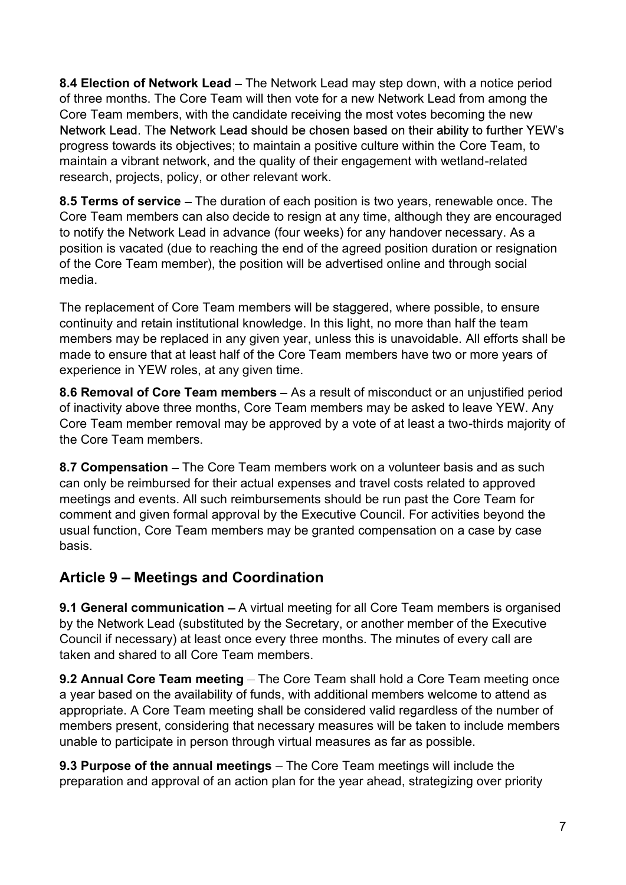**8.4 Election of Network Lead** – The Network Lead may step down, with a notice period of three months. The Core Team will then vote for a new Network Lead from among the Core Team members, with the candidate receiving the most votes becoming the new Network Lead. The Network Lead should be chosen based on their ability to further YEW's progress towards its objectives; to maintain a positive culture within the Core Team, to maintain a vibrant network, and the quality of their engagement with wetland-related research, projects, policy, or other relevant work.

**8.5 Terms of service** – The duration of each position is two years, renewable once. The Core Team members can also decide to resign at any time, although they are encouraged to notify the Network Lead in advance (four weeks) for any handover necessary. As a position is vacated (due to reaching the end of the agreed position duration or resignation of the Core Team member), the position will be advertised online and through social media.

The replacement of Core Team members will be staggered, where possible, to ensure continuity and retain institutional knowledge. In this light, no more than half the team members may be replaced in any given year, unless this is unavoidable. All efforts shall be made to ensure that at least half of the Core Team members have two or more years of experience in YEW roles, at any given time.

**8.6 Removal of Core Team members** – As a result of misconduct or an unjustified period of inactivity above three months, Core Team members may be asked to leave YEW. Any Core Team member removal may be approved by a vote of at least a two-thirds majority of the Core Team members.

**8.7 Compensation** – The Core Team members work on a volunteer basis and as such can only be reimbursed for their actual expenses and travel costs related to approved meetings and events. All such reimbursements should be run past the Core Team for comment and given formal approval by the Executive Council. For activities beyond the usual function, Core Team members may be granted compensation on a case by case basis.

## Article 9 – Meetings and Coordination

**9.1 General communication** – A virtual meeting for all Core Team members is organised by the Network Lead (substituted by the Secretary, or another member of the Executive Council if necessary) at least once every three months. The minutes of every call are taken and shared to all Core Team members.

**9.2 Annual Core Team meeting** – The Core Team shall hold a Core Team meeting once a year based on the availability of funds, with additional members welcome to attend as appropriate. A Core Team meeting shall be considered valid regardless of the number of members present, considering that necessary measures will be taken to include members unable to participate in person through virtual measures as far as possible.

**9.3 Purpose of the annual meetings** – The Core Team meetings will include the preparation and approval of an action plan for the year ahead, strategizing over priority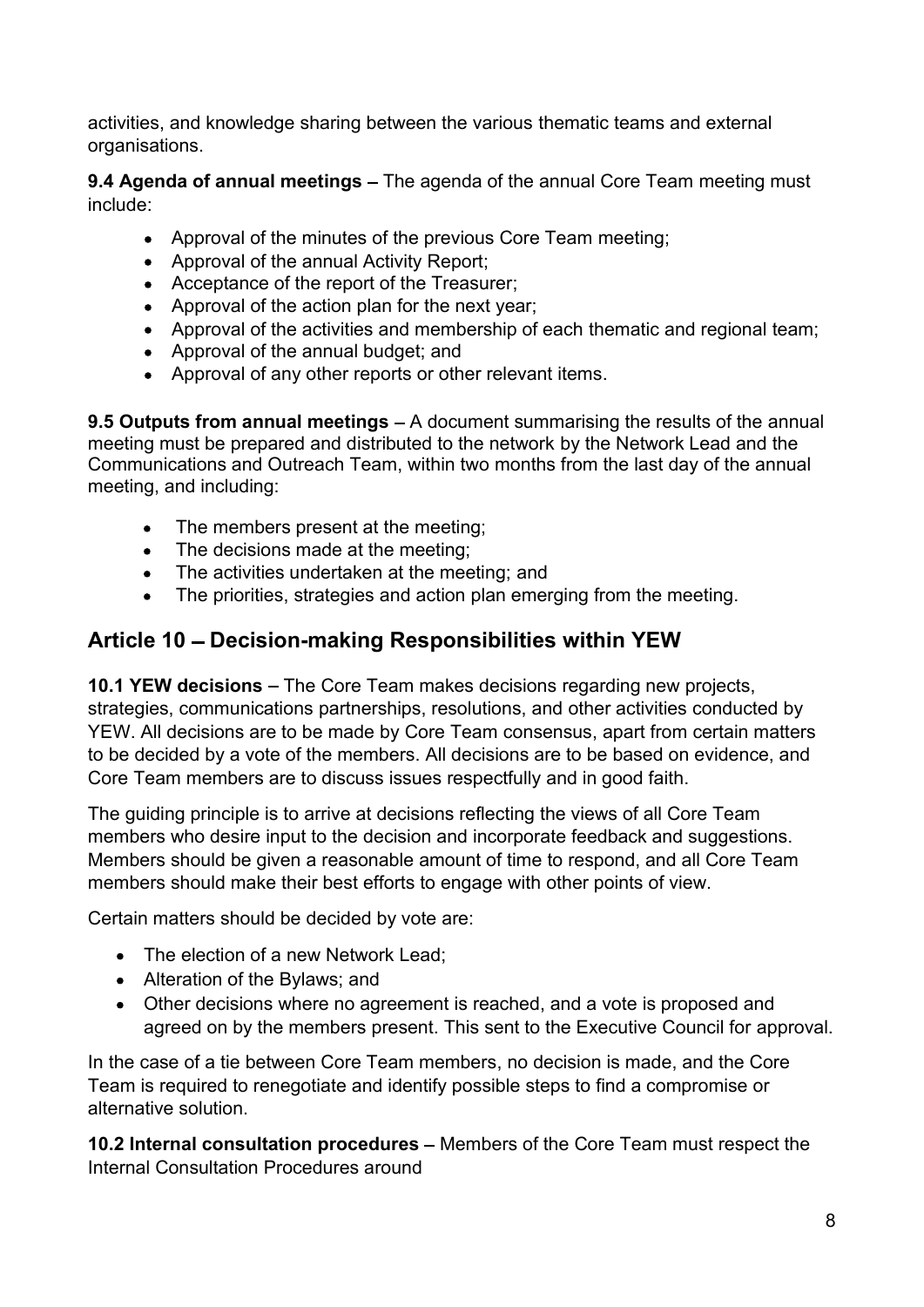activities, and knowledge sharing between the various thematic teams and external organisations.

**9.4 Agenda of annual meetings –** The agenda of the annual Core Team meeting must include:

- Approval of the minutes of the previous Core Team meeting;
- Approval of the annual Activity Report;
- Acceptance of the report of the Treasurer;
- Approval of the action plan for the next year;
- Approval of the activities and membership of each thematic and regional team;
- Approval of the annual budget; and
- Approval of any other reports or other relevant items.

**9.5 Outputs from annual meetings –** A document summarising the results of the annual meeting must be prepared and distributed to the network by the Network Lead and the Communications and Outreach Team, within two months from the last day of the annual meeting, and including:

- The members present at the meeting;
- The decisions made at the meeting;
- The activities undertaken at the meeting; and
- The priorities, strategies and action plan emerging from the meeting.

## Article 10 – Decision-making Responsibilities within YEW

**10.1 YEW decisions –** The Core Team makes decisions regarding new projects, strategies, communications partnerships, resolutions, and other activities conducted by YEW. All decisions are to be made by Core Team consensus, apart from certain matters to be decided by a vote of the members. All decisions are to be based on evidence, and Core Team members are to discuss issues respectfully and in good faith.

The guiding principle is to arrive at decisions reflecting the views of all Core Team members who desire input to the decision and incorporate feedback and suggestions. Members should be given a reasonable amount of time to respond, and all Core Team members should make their best efforts to engage with other points of view.

Certain matters should be decided by vote are:

- The election of a new Network Lead;
- Alteration of the Bylaws; and
- Other decisions where no agreement is reached, and a vote is proposed and agreed on by the members present. This sent to the Executive Council for approval.

In the case of a tie between Core Team members, no decision is made, and the Core Team is required to renegotiate and identify possible steps to find a compromise or alternative solution.

**10.2 Internal consultation procedures –** Members of the Core Team must respect the Internal Consultation Procedures around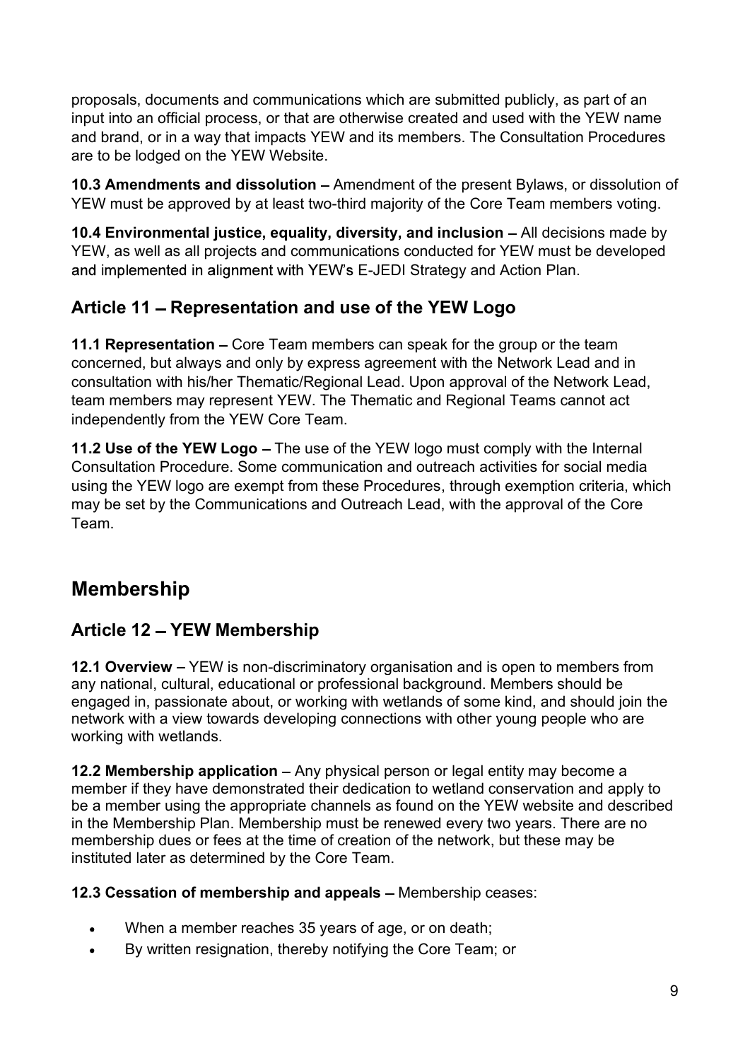proposals, documents and communications which are submitted publicly, as part of an input into an official process, or that are otherwise created and used with the YEW name and brand, or in a way that impacts YEW and its members. The Consultation Procedures are to be lodged on the YEW Website.

**10.3 Amendments and dissolution** – Amendment of the present Bylaws, or dissolution of YEW must be approved by at least two-third majority of the Core Team members voting.

**10.4 Environmental justice, equality, diversity, and inclusion** – All decisions made by YEW, as well as all projects and communications conducted for YEW must be developed and implemented in alignment with YEW's E-JEDI Strategy and Action Plan.

### Article 11 – Representation and use of the YEW Logo

**11.1 Representation** – Core Team members can speak for the group or the team concerned, but always and only by express agreement with the Network Lead and in consultation with his/her Thematic/Regional Lead. Upon approval of the Network Lead, team members may represent YEW. The Thematic and Regional Teams cannot act independently from the YEW Core Team.

**11.2 Use of the YEW Logo** – The use of the YEW logo must comply with the Internal Consultation Procedure. Some communication and outreach activities for social media using the YEW logo are exempt from these Procedures, through exemption criteria, which may be set by the Communications and Outreach Lead, with the approval of the Core Team.

## Membership

### Article 12 – YEW Membership

**12.1 Overview** – YEW is non-discriminatory organisation and is open to members from any national, cultural, educational or professional background. Members should be engaged in, passionate about, or working with wetlands of some kind, and should join the network with a view towards developing connections with other young people who are working with wetlands.

**12.2 Membership application** – Any physical person or legal entity may become a member if they have demonstrated their dedication to wetland conservation and apply to be a member using the appropriate channels as found on the YEW website and described in the Membership Plan. Membership must be renewed every two years. There are no membership dues or fees at the time of creation of the network, but these may be instituted later as determined by the Core Team.

**12.3 Cessation of membership and appeals** – Membership ceases:

- When a member reaches 35 years of age, or on death;
- By written resignation, thereby notifying the Core Team; or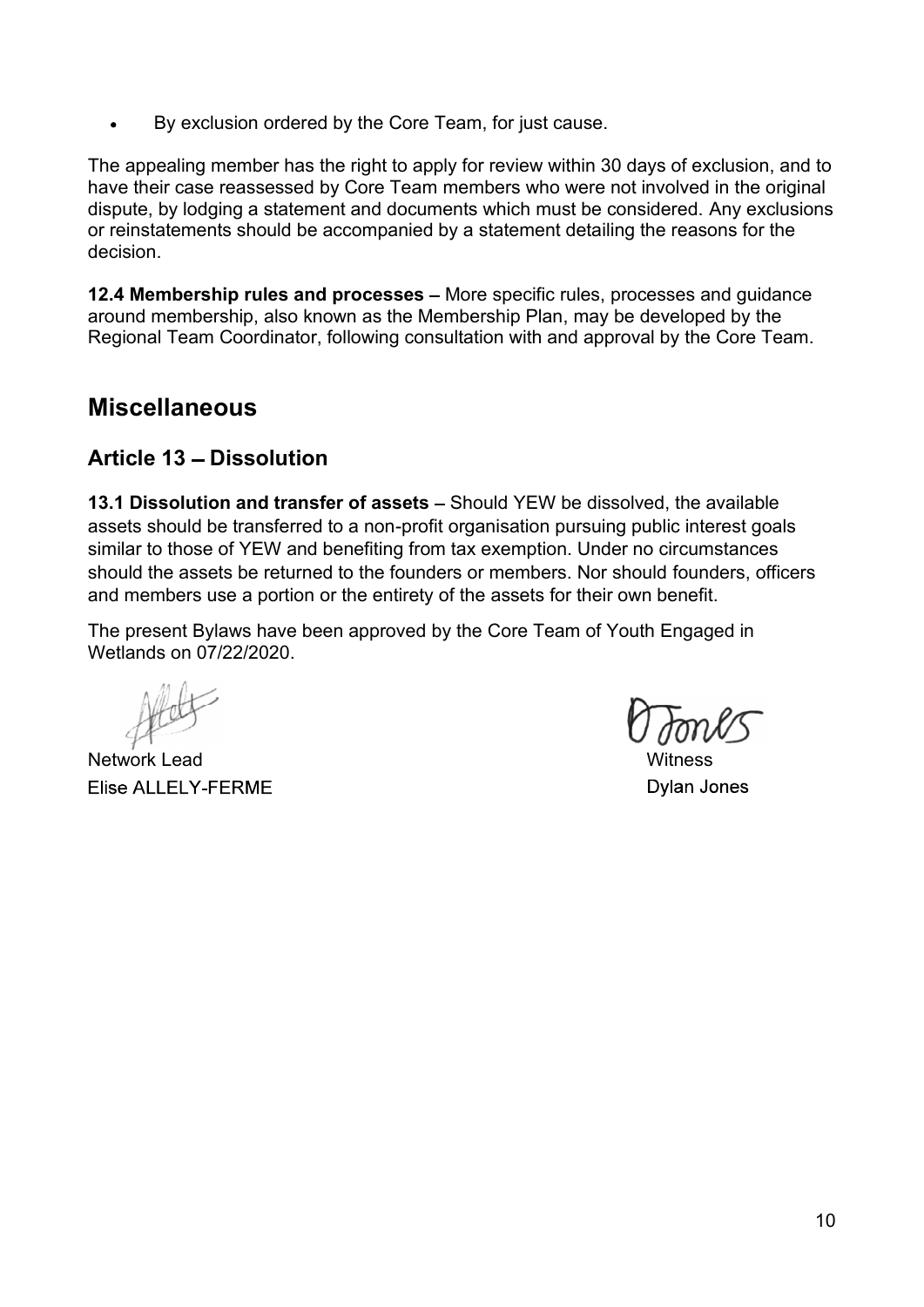- By exclusion ordered by the Core Team, for just cause.

The appealing member has the right to apply for review within 30 days of exclusion, and to have their case reassessed by Core Team members who were not involved in the original dispute, by lodging a statement and documents which must be considered. Any exclusions or reinstatements should be accompanied by a statement detailing the reasons for the decision.

**12.4 Membership rules and processes** – More specific rules, processes and guidance around membership, also known as the Membership Plan, may be developed by the Regional Team Coordinator, following consultation with and approval by the Core Team.

## Miscellaneous

### Article 13 – Dissolution

**13.1 Dissolution and transfer of assets** – Should YEW be dissolved, the available assets should be transferred to a non-profit organisation pursuing public interest goals similar to those of YEW and benefiting from tax exemption. Under no circumstances should the assets be returned to the founders or members. Nor should founders, officers and members use a portion or the entirety of the assets for their own benefit.

The present Bylaws have been approved by the Core Team of Youth Engaged in Wetlands on 07/22/2020.

Network Lead
Elise ALLELY-FERME

Witness
Dylan Jones